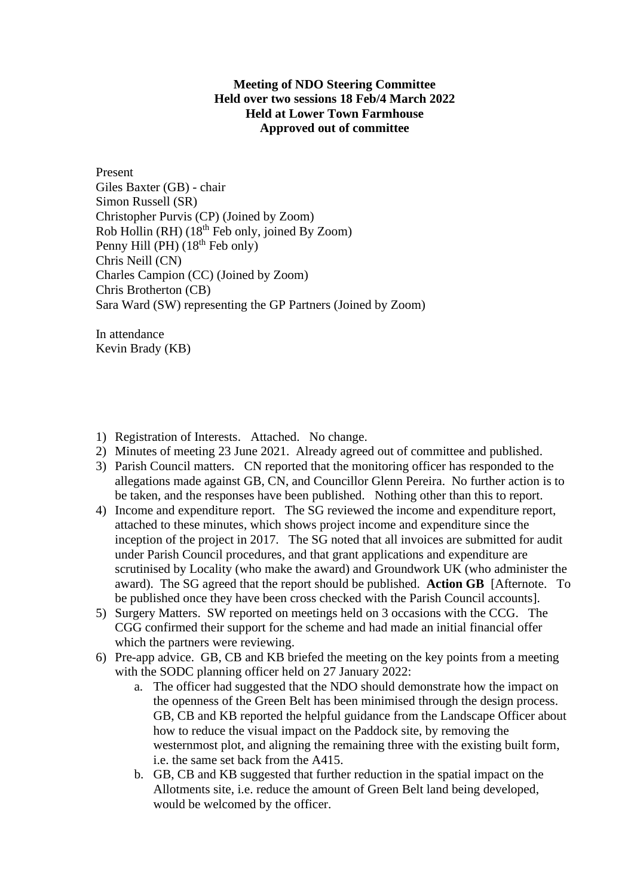**Meeting of NDO Steering Committee**
**Held over two sessions 18 Feb/4 March 2022**
**Held at Lower Town Farmhouse**
**Approved out of committee**

Present
Giles Baxter (GB) - chair
Simon Russell (SR)
Christopher Purvis (CP) (Joined by Zoom)
Rob Hollin (RH) (18th Feb only, joined By Zoom)
Penny Hill (PH) (18th Feb only)
Chris Neill (CN)
Charles Campion (CC) (Joined by Zoom)
Chris Brotherton (CB)
Sara Ward (SW) representing the GP Partners (Joined by Zoom)

In attendance
Kevin Brady (KB)

1) Registration of Interests. Attached. No change.
2) Minutes of meeting 23 June 2021. Already agreed out of committee and published.
3) Parish Council matters. CN reported that the monitoring officer has responded to the allegations made against GB, CN, and Councillor Glenn Pereira. No further action is to be taken, and the responses have been published. Nothing other than this to report.
4) Income and expenditure report. The SG reviewed the income and expenditure report, attached to these minutes, which shows project income and expenditure since the inception of the project in 2017. The SG noted that all invoices are submitted for audit under Parish Council procedures, and that grant applications and expenditure are scrutinised by Locality (who make the award) and Groundwork UK (who administer the award). The SG agreed that the report should be published. **Action GB** [Afternote. To be published once they have been cross checked with the Parish Council accounts].
5) Surgery Matters. SW reported on meetings held on 3 occasions with the CCG. The CGG confirmed their support for the scheme and had made an initial financial offer which the partners were reviewing.
6) Pre-app advice. GB, CB and KB briefed the meeting on the key points from a meeting with the SODC planning officer held on 27 January 2022:
   a. The officer had suggested that the NDO should demonstrate how the impact on the openness of the Green Belt has been minimised through the design process. GB, CB and KB reported the helpful guidance from the Landscape Officer about how to reduce the visual impact on the Paddock site, by removing the westernmost plot, and aligning the remaining three with the existing built form, i.e. the same set back from the A415.
   b. GB, CB and KB suggested that further reduction in the spatial impact on the Allotments site, i.e. reduce the amount of Green Belt land being developed, would be welcomed by the officer.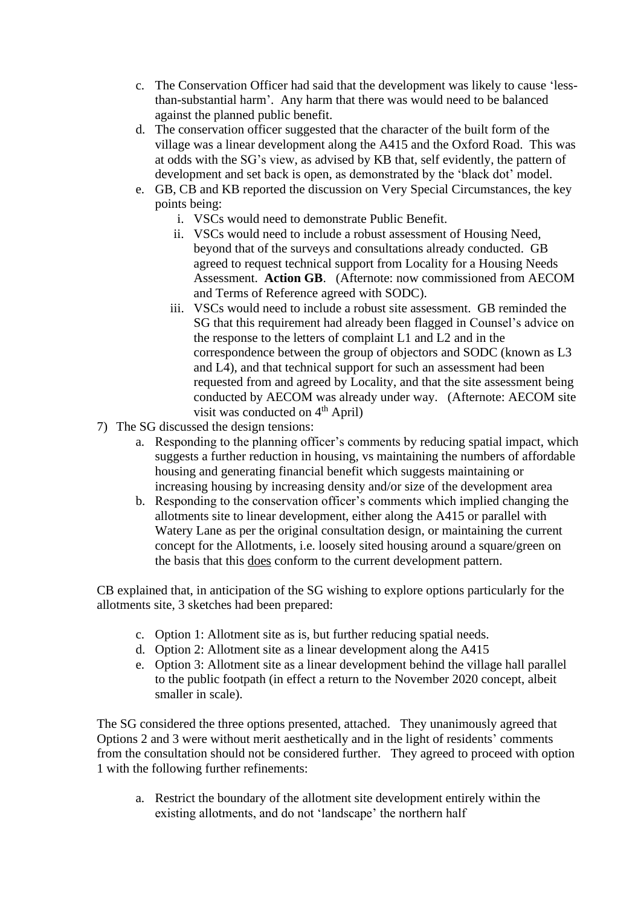c. The Conservation Officer had said that the development was likely to cause 'less-than-substantial harm'. Any harm that there was would need to be balanced against the planned public benefit.
   d. The conservation officer suggested that the character of the built form of the village was a linear development along the A415 and the Oxford Road. This was at odds with the SG's view, as advised by KB that, self evidently, the pattern of development and set back is open, as demonstrated by the 'black dot' model.
   e. GB, CB and KB reported the discussion on Very Special Circumstances, the key points being:
      i. VSCs would need to demonstrate Public Benefit.
      ii. VSCs would need to include a robust assessment of Housing Need, beyond that of the surveys and consultations already conducted. GB agreed to request technical support from Locality for a Housing Needs Assessment. **Action GB**. (Afternote: now commissioned from AECOM and Terms of Reference agreed with SODC).
      iii. VSCs would need to include a robust site assessment. GB reminded the SG that this requirement had already been flagged in Counsel's advice on the response to the letters of complaint L1 and L2 and in the correspondence between the group of objectors and SODC (known as L3 and L4), and that technical support for such an assessment had been requested from and agreed by Locality, and that the site assessment being conducted by AECOM was already under way. (Afternote: AECOM site visit was conducted on 4th April)

7) The SG discussed the design tensions:
   a. Responding to the planning officer's comments by reducing spatial impact, which suggests a further reduction in housing, vs maintaining the numbers of affordable housing and generating financial benefit which suggests maintaining or increasing housing by increasing density and/or size of the development area
   b. Responding to the conservation officer's comments which implied changing the allotments site to linear development, either along the A415 or parallel with Watery Lane as per the original consultation design, or maintaining the current concept for the Allotments, i.e. loosely sited housing around a square/green on the basis that this <u>does</u> conform to the current development pattern.

CB explained that, in anticipation of the SG wishing to explore options particularly for the allotments site, 3 sketches had been prepared:

   c. Option 1: Allotment site as is, but further reducing spatial needs.
   d. Option 2: Allotment site as a linear development along the A415
   e. Option 3: Allotment site as a linear development behind the village hall parallel to the public footpath (in effect a return to the November 2020 concept, albeit smaller in scale).

The SG considered the three options presented, attached. They unanimously agreed that Options 2 and 3 were without merit aesthetically and in the light of residents' comments from the consultation should not be considered further. They agreed to proceed with option 1 with the following further refinements:

   a. Restrict the boundary of the allotment site development entirely within the existing allotments, and do not 'landscape' the northern half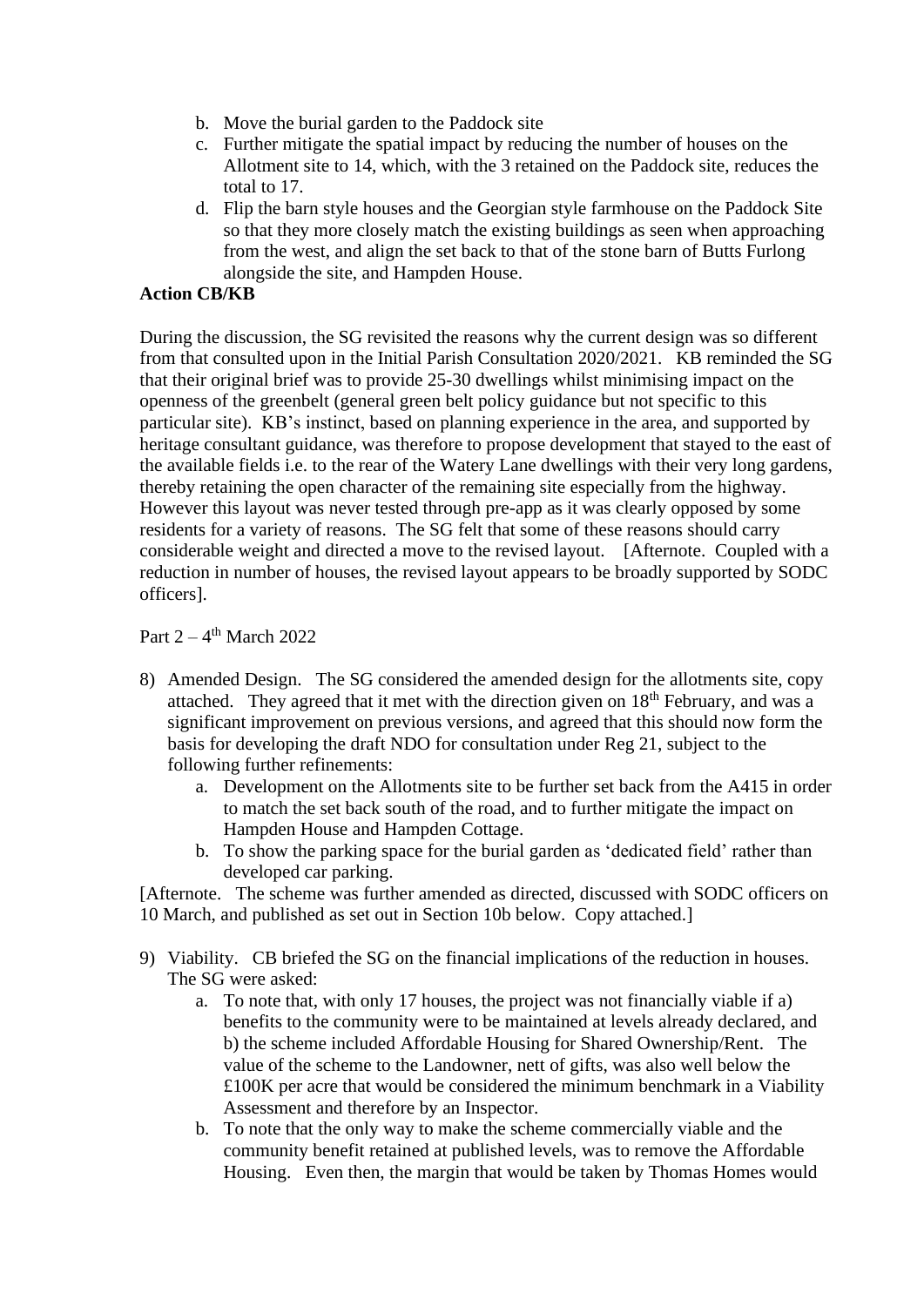b. Move the burial garden to the Paddock site
   c. Further mitigate the spatial impact by reducing the number of houses on the Allotment site to 14, which, with the 3 retained on the Paddock site, reduces the total to 17.
   d. Flip the barn style houses and the Georgian style farmhouse on the Paddock Site so that they more closely match the existing buildings as seen when approaching from the west, and align the set back to that of the stone barn of Butts Furlong alongside the site, and Hampden House.

**Action CB/KB**

During the discussion, the SG revisited the reasons why the current design was so different from that consulted upon in the Initial Parish Consultation 2020/2021. KB reminded the SG that their original brief was to provide 25-30 dwellings whilst minimising impact on the openness of the greenbelt (general green belt policy guidance but not specific to this particular site). KB's instinct, based on planning experience in the area, and supported by heritage consultant guidance, was therefore to propose development that stayed to the east of the available fields i.e. to the rear of the Watery Lane dwellings with their very long gardens, thereby retaining the open character of the remaining site especially from the highway. However this layout was never tested through pre-app as it was clearly opposed by some residents for a variety of reasons. The SG felt that some of these reasons should carry considerable weight and directed a move to the revised layout. [Afternote. Coupled with a reduction in number of houses, the revised layout appears to be broadly supported by SODC officers].

Part 2 – 4th March 2022

8) Amended Design. The SG considered the amended design for the allotments site, copy attached. They agreed that it met with the direction given on 18th February, and was a significant improvement on previous versions, and agreed that this should now form the basis for developing the draft NDO for consultation under Reg 21, subject to the following further refinements:
   a. Development on the Allotments site to be further set back from the A415 in order to match the set back south of the road, and to further mitigate the impact on Hampden House and Hampden Cottage.
   b. To show the parking space for the burial garden as 'dedicated field' rather than developed car parking.

[Afternote. The scheme was further amended as directed, discussed with SODC officers on 10 March, and published as set out in Section 10b below. Copy attached.]

9) Viability. CB briefed the SG on the financial implications of the reduction in houses. The SG were asked:
   a. To note that, with only 17 houses, the project was not financially viable if a) benefits to the community were to be maintained at levels already declared, and b) the scheme included Affordable Housing for Shared Ownership/Rent. The value of the scheme to the Landowner, nett of gifts, was also well below the £100K per acre that would be considered the minimum benchmark in a Viability Assessment and therefore by an Inspector.
   b. To note that the only way to make the scheme commercially viable and the community benefit retained at published levels, was to remove the Affordable Housing. Even then, the margin that would be taken by Thomas Homes would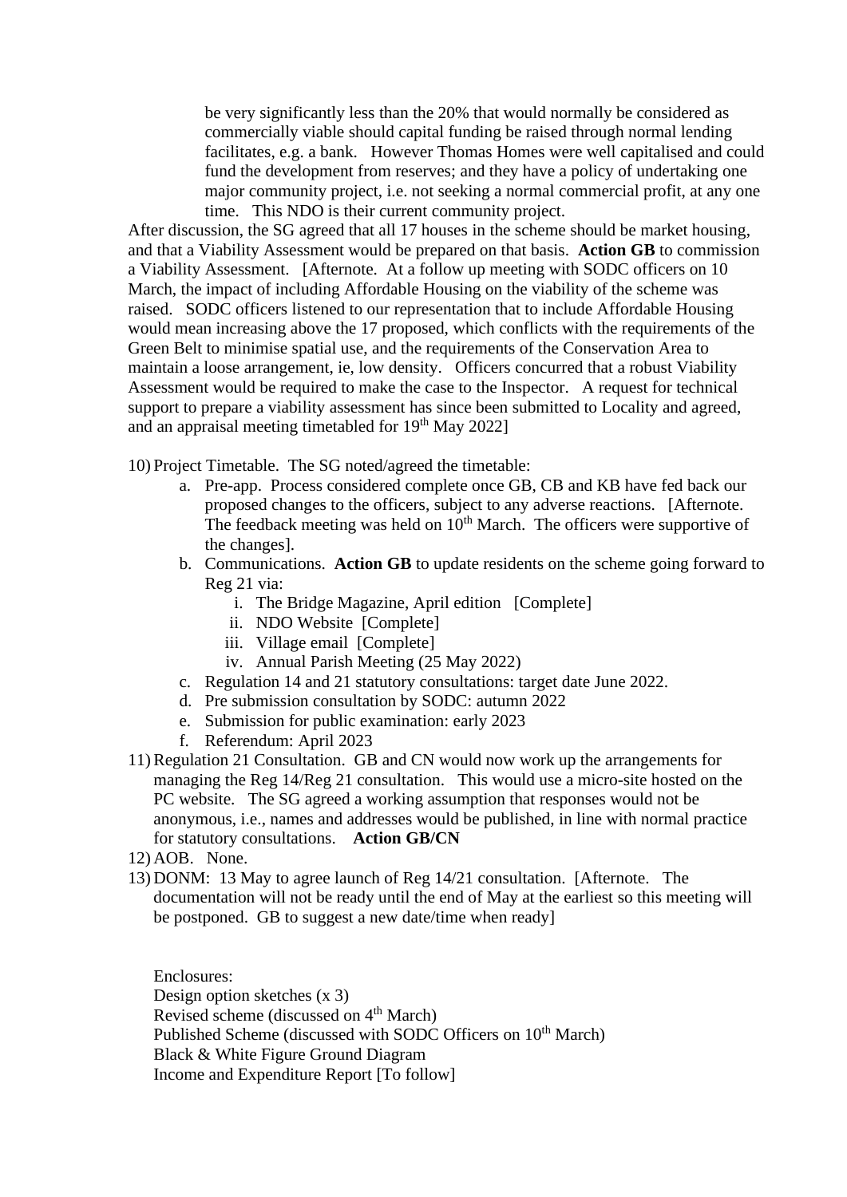be very significantly less than the 20% that would normally be considered as commercially viable should capital funding be raised through normal lending facilitates, e.g. a bank. However Thomas Homes were well capitalised and could fund the development from reserves; and they have a policy of undertaking one major community project, i.e. not seeking a normal commercial profit, at any one time. This NDO is their current community project.

After discussion, the SG agreed that all 17 houses in the scheme should be market housing, and that a Viability Assessment would be prepared on that basis. **Action GB** to commission a Viability Assessment. [Afternote. At a follow up meeting with SODC officers on 10 March, the impact of including Affordable Housing on the viability of the scheme was raised. SODC officers listened to our representation that to include Affordable Housing would mean increasing above the 17 proposed, which conflicts with the requirements of the Green Belt to minimise spatial use, and the requirements of the Conservation Area to maintain a loose arrangement, ie, low density. Officers concurred that a robust Viability Assessment would be required to make the case to the Inspector. A request for technical support to prepare a viability assessment has since been submitted to Locality and agreed, and an appraisal meeting timetabled for 19th May 2022]

10) Project Timetable. The SG noted/agreed the timetable:
    a. Pre-app. Process considered complete once GB, CB and KB have fed back our proposed changes to the officers, subject to any adverse reactions. [Afternote. The feedback meeting was held on 10th March. The officers were supportive of the changes].
    b. Communications. **Action GB** to update residents on the scheme going forward to Reg 21 via:
        i. The Bridge Magazine, April edition [Complete]
        ii. NDO Website [Complete]
        iii. Village email [Complete]
        iv. Annual Parish Meeting (25 May 2022)
    c. Regulation 14 and 21 statutory consultations: target date June 2022.
    d. Pre submission consultation by SODC: autumn 2022
    e. Submission for public examination: early 2023
    f. Referendum: April 2023
11) Regulation 21 Consultation. GB and CN would now work up the arrangements for managing the Reg 14/Reg 21 consultation. This would use a micro-site hosted on the PC website. The SG agreed a working assumption that responses would not be anonymous, i.e., names and addresses would be published, in line with normal practice for statutory consultations. **Action GB/CN**
12) AOB. None.
13) DONM: 13 May to agree launch of Reg 14/21 consultation. [Afternote. The documentation will not be ready until the end of May at the earliest so this meeting will be postponed. GB to suggest a new date/time when ready]

Enclosures:
Design option sketches (x 3)
Revised scheme (discussed on 4th March)
Published Scheme (discussed with SODC Officers on 10th March)
Black & White Figure Ground Diagram
Income and Expenditure Report [To follow]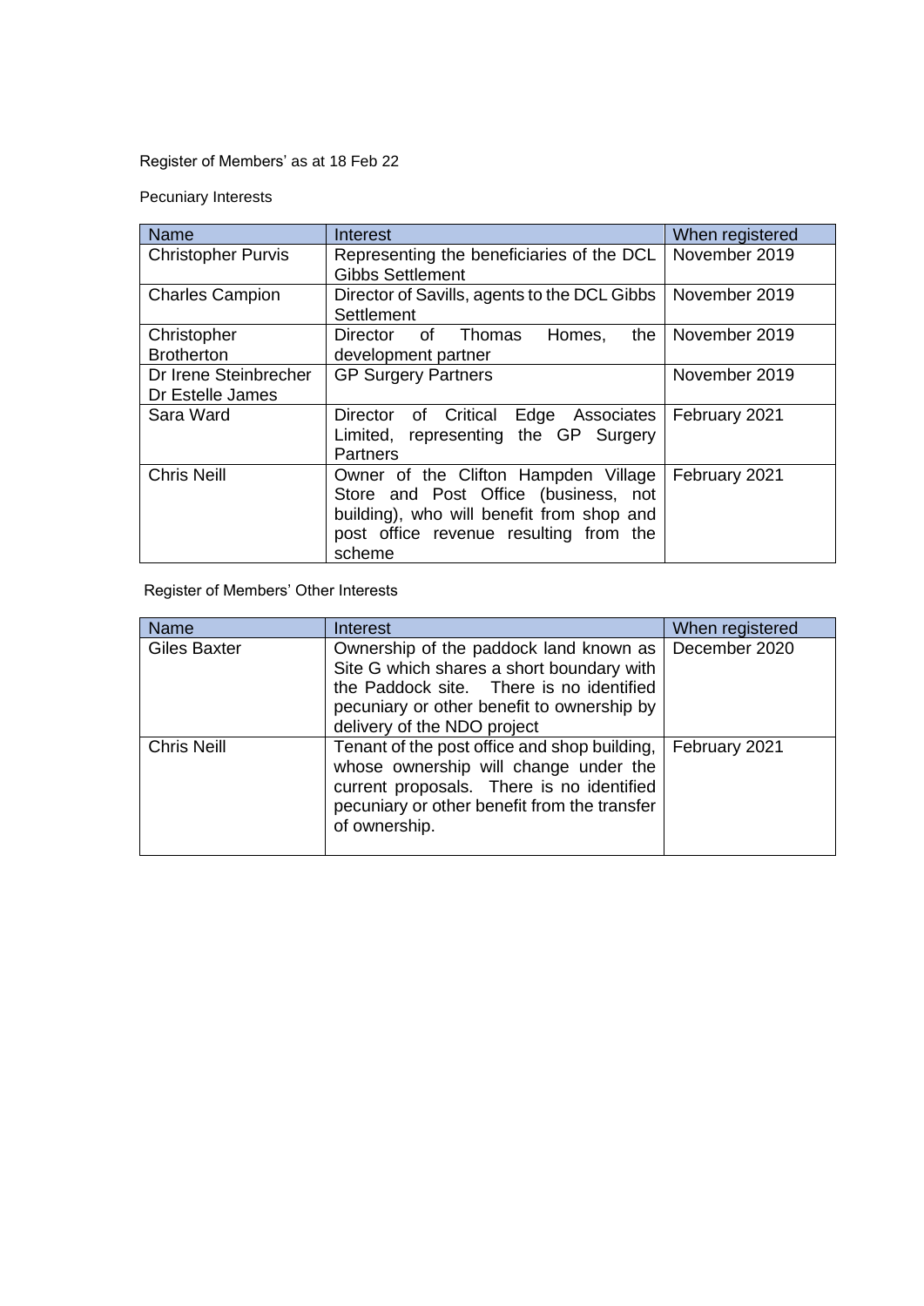Register of Members' as at 18 Feb 22

Pecuniary Interests

| Name | Interest | When registered |
|---|---|---|
| Christopher Purvis | Representing the beneficiaries of the DCL Gibbs Settlement | November 2019 |
| Charles Campion | Director of Savills, agents to the DCL Gibbs Settlement | November 2019 |
| Christopher Brotherton | Director of Thomas Homes, the development partner | November 2019 |
| Dr Irene Steinbrecher<br>Dr Estelle James | GP Surgery Partners | November 2019 |
| Sara Ward | Director of Critical Edge Associates Limited, representing the GP Surgery Partners | February 2021 |
| Chris Neill | Owner of the Clifton Hampden Village Store and Post Office (business, not building), who will benefit from shop and post office revenue resulting from the scheme | February 2021 |

Register of Members' Other Interests

| Name | Interest | When registered |
|---|---|---|
| Giles Baxter | Ownership of the paddock land known as Site G which shares a short boundary with the Paddock site. There is no identified pecuniary or other benefit to ownership by delivery of the NDO project | December 2020 |
| Chris Neill | Tenant of the post office and shop building, whose ownership will change under the current proposals. There is no identified pecuniary or other benefit from the transfer of ownership. | February 2021 |